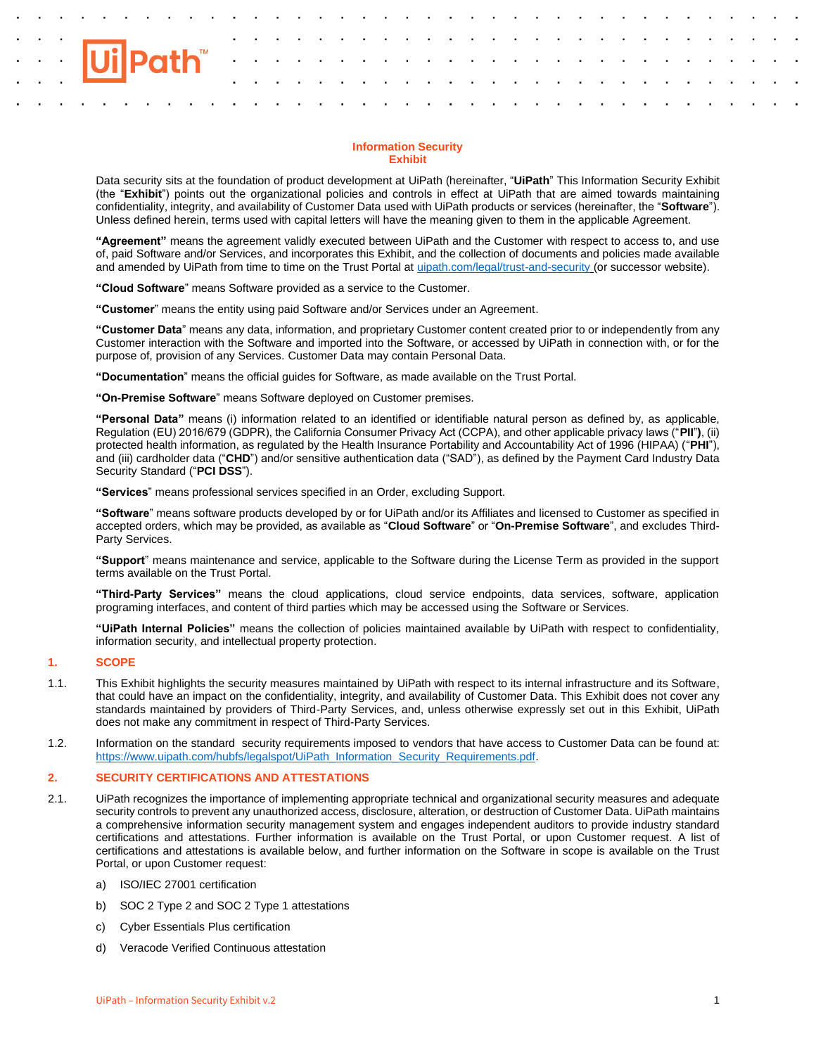# Information Security Exhibit

Data security sits at the foundation of product development at UiPath (hereinafter, "**UiPath**" This Information Security Exhibit (the "**Exhibit**") points out the organizational policies and controls in effect at UiPath that are aimed towards maintaining confidentiality, integrity, and availability of Customer Data used with UiPath products or services (hereinafter, the "**Software**"). Unless defined herein, terms used with capital letters will have the meaning given to them in the applicable Agreement.

**"Agreement"** means the agreement validly executed between UiPath and the Customer with respect to access to, and use of, paid Software and/or Services, and incorporates this Exhibit, and the collection of documents and policies made available and amended by UiPath from time to time on the Trust Portal at [uipath.com/legal/trust-and-security](uipath.com/legal/trust-and-security) (or successor website).

**"Cloud Software"** means Software provided as a service to the Customer.

**"Customer"** means the entity using paid Software and/or Services under an Agreement.

**"Customer Data"** means any data, information, and proprietary Customer content created prior to or independently from any Customer interaction with the Software and imported into the Software, or accessed by UiPath in connection with, or for the purpose of, provision of any Services. Customer Data may contain Personal Data.

**"Documentation"** means the official guides for Software, as made available on the Trust Portal.

**"On-Premise Software"** means Software deployed on Customer premises.

**"Personal Data"** means (i) information related to an identified or identifiable natural person as defined by, as applicable, Regulation (EU) 2016/679 (GDPR), the California Consumer Privacy Act (CCPA), and other applicable privacy laws ("**PII**"**)**, (ii) protected health information, as regulated by the Health Insurance Portability and Accountability Act of 1996 (HIPAA) ("**PHI**"), and (iii) cardholder data ("**CHD**") and/or sensitive authentication data ("SAD"), as defined by the Payment Card Industry Data Security Standard ("**PCI DSS**").

**"Services"** means professional services specified in an Order, excluding Support.

**"Software"** means software products developed by or for UiPath and/or its Affiliates and licensed to Customer as specified in accepted orders, which may be provided, as available as "**Cloud Software**" or "**On-Premise Software**", and excludes Third-Party Services.

**"Support"** means maintenance and service, applicable to the Software during the License Term as provided in the support terms available on the Trust Portal.

**"Third-Party Services"** means the cloud applications, cloud service endpoints, data services, software, application programing interfaces, and content of third parties which may be accessed using the Software or Services.

**"UiPath Internal Policies"** means the collection of policies maintained available by UiPath with respect to confidentiality, information security, and intellectual property protection.

## 1. SCOPE

1.1. This Exhibit highlights the security measures maintained by UiPath with respect to its internal infrastructure and its Software, that could have an impact on the confidentiality, integrity, and availability of Customer Data. This Exhibit does not cover any standards maintained by providers of Third-Party Services, and, unless otherwise expressly set out in this Exhibit, UiPath does not make any commitment in respect of Third-Party Services.

1.2. Information on the standard security requirements imposed to vendors that have access to Customer Data can be found at: [https://www.uipath.com/hubfs/legalspot/UiPath_Information_Security_Requirements.pdf](https://www.uipath.com/hubfs/legalspot/UiPath_Information_Security_Requirements.pdf).

## 2. SECURITY CERTIFICATIONS AND ATTESTATIONS

2.1. UiPath recognizes the importance of implementing appropriate technical and organizational security measures and adequate security controls to prevent any unauthorized access, disclosure, alteration, or destruction of Customer Data. UiPath maintains a comprehensive information security management system and engages independent auditors to provide industry standard certifications and attestations. Further information is available on the Trust Portal, or upon Customer request. A list of certifications and attestations is available below, and further information on the Software in scope is available on the Trust Portal, or upon Customer request:

a) ISO/IEC 27001 certification

b) SOC 2 Type 2 and SOC 2 Type 1 attestations

c) Cyber Essentials Plus certification

d) Veracode Verified Continuous attestation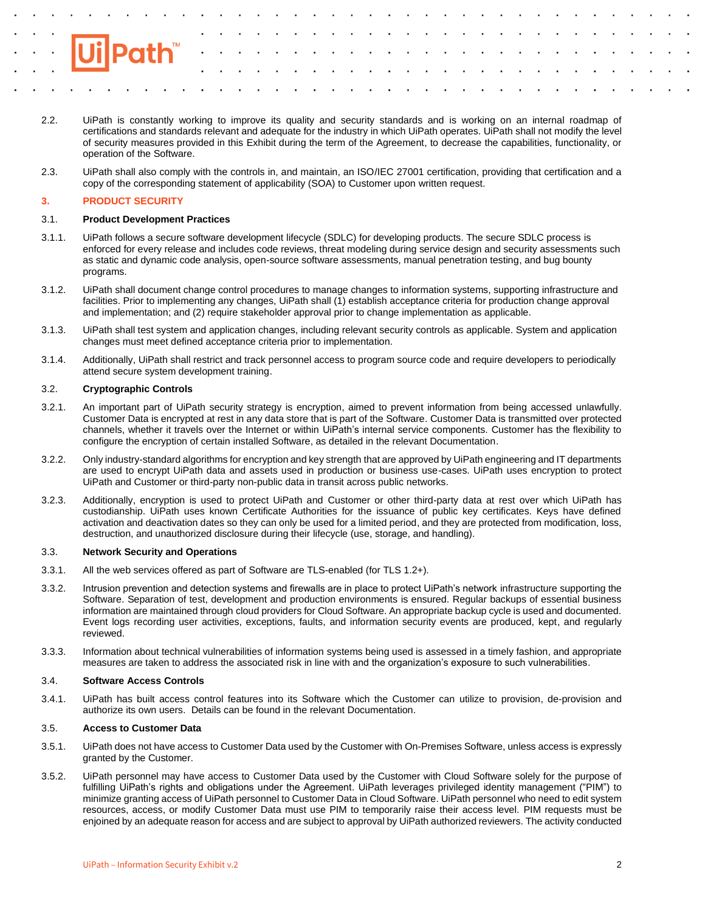2.2. UiPath is constantly working to improve its quality and security standards and is working on an internal roadmap of certifications and standards relevant and adequate for the industry in which UiPath operates. UiPath shall not modify the level of security measures provided in this Exhibit during the term of the Agreement, to decrease the capabilities, functionality, or operation of the Software.

2.3. UiPath shall also comply with the controls in, and maintain, an ISO/IEC 27001 certification, providing that certification and a copy of the corresponding statement of applicability (SOA) to Customer upon written request.

## 3. PRODUCT SECURITY

### 3.1. Product Development Practices

3.1.1. UiPath follows a secure software development lifecycle (SDLC) for developing products. The secure SDLC process is enforced for every release and includes code reviews, threat modeling during service design and security assessments such as static and dynamic code analysis, open-source software assessments, manual penetration testing, and bug bounty programs.

3.1.2. UiPath shall document change control procedures to manage changes to information systems, supporting infrastructure and facilities. Prior to implementing any changes, UiPath shall (1) establish acceptance criteria for production change approval and implementation; and (2) require stakeholder approval prior to change implementation as applicable.

3.1.3. UiPath shall test system and application changes, including relevant security controls as applicable. System and application changes must meet defined acceptance criteria prior to implementation.

3.1.4. Additionally, UiPath shall restrict and track personnel access to program source code and require developers to periodically attend secure system development training.

### 3.2. Cryptographic Controls

3.2.1. An important part of UiPath security strategy is encryption, aimed to prevent information from being accessed unlawfully. Customer Data is encrypted at rest in any data store that is part of the Software. Customer Data is transmitted over protected channels, whether it travels over the Internet or within UiPath's internal service components. Customer has the flexibility to configure the encryption of certain installed Software, as detailed in the relevant Documentation.

3.2.2. Only industry-standard algorithms for encryption and key strength that are approved by UiPath engineering and IT departments are used to encrypt UiPath data and assets used in production or business use-cases. UiPath uses encryption to protect UiPath and Customer or third-party non-public data in transit across public networks.

3.2.3. Additionally, encryption is used to protect UiPath and Customer or other third-party data at rest over which UiPath has custodianship. UiPath uses known Certificate Authorities for the issuance of public key certificates. Keys have defined activation and deactivation dates so they can only be used for a limited period, and they are protected from modification, loss, destruction, and unauthorized disclosure during their lifecycle (use, storage, and handling).

### 3.3. Network Security and Operations

3.3.1. All the web services offered as part of Software are TLS-enabled (for TLS 1.2+).

3.3.2. Intrusion prevention and detection systems and firewalls are in place to protect UiPath's network infrastructure supporting the Software. Separation of test, development and production environments is ensured. Regular backups of essential business information are maintained through cloud providers for Cloud Software. An appropriate backup cycle is used and documented. Event logs recording user activities, exceptions, faults, and information security events are produced, kept, and regularly reviewed.

3.3.3. Information about technical vulnerabilities of information systems being used is assessed in a timely fashion, and appropriate measures are taken to address the associated risk in line with and the organization's exposure to such vulnerabilities.

### 3.4. Software Access Controls

3.4.1. UiPath has built access control features into its Software which the Customer can utilize to provision, de-provision and authorize its own users. Details can be found in the relevant Documentation.

### 3.5. Access to Customer Data

3.5.1. UiPath does not have access to Customer Data used by the Customer with On-Premises Software, unless access is expressly granted by the Customer.

3.5.2. UiPath personnel may have access to Customer Data used by the Customer with Cloud Software solely for the purpose of fulfilling UiPath's rights and obligations under the Agreement. UiPath leverages privileged identity management ("PIM") to minimize granting access of UiPath personnel to Customer Data in Cloud Software. UiPath personnel who need to edit system resources, access, or modify Customer Data must use PIM to temporarily raise their access level. PIM requests must be enjoined by an adequate reason for access and are subject to approval by UiPath authorized reviewers. The activity conducted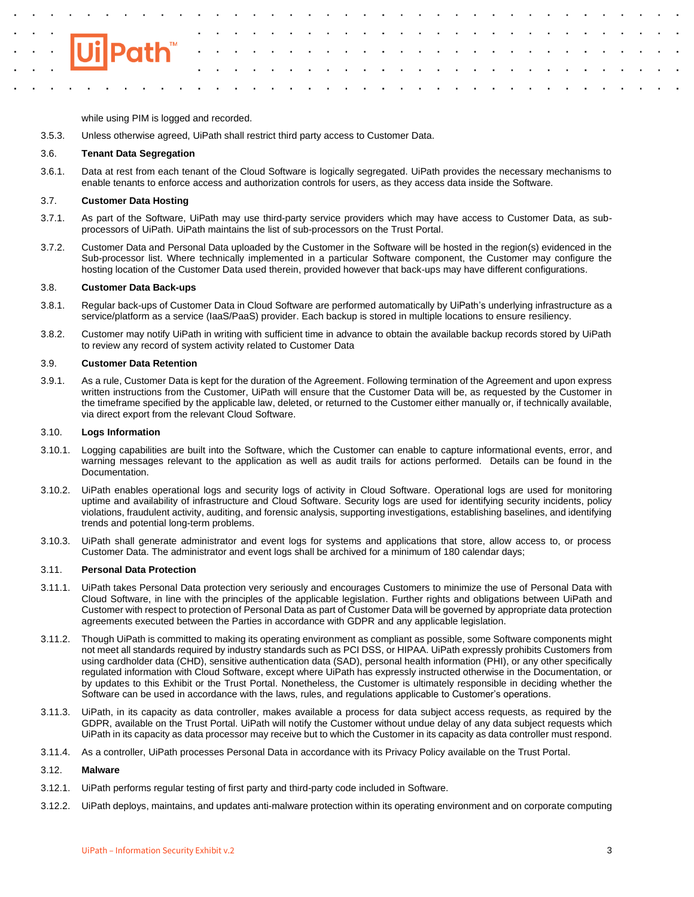while using PIM is logged and recorded.

3.5.3. Unless otherwise agreed, UiPath shall restrict third party access to Customer Data.

### 3.6. Tenant Data Segregation

3.6.1. Data at rest from each tenant of the Cloud Software is logically segregated. UiPath provides the necessary mechanisms to enable tenants to enforce access and authorization controls for users, as they access data inside the Software.

### 3.7. Customer Data Hosting

3.7.1. As part of the Software, UiPath may use third-party service providers which may have access to Customer Data, as sub-processors of UiPath. UiPath maintains the list of sub-processors on the Trust Portal.

3.7.2. Customer Data and Personal Data uploaded by the Customer in the Software will be hosted in the region(s) evidenced in the Sub-processor list. Where technically implemented in a particular Software component, the Customer may configure the hosting location of the Customer Data used therein, provided however that back-ups may have different configurations.

### 3.8. Customer Data Back-ups

3.8.1. Regular back-ups of Customer Data in Cloud Software are performed automatically by UiPath's underlying infrastructure as a service/platform as a service (IaaS/PaaS) provider. Each backup is stored in multiple locations to ensure resiliency.

3.8.2. Customer may notify UiPath in writing with sufficient time in advance to obtain the available backup records stored by UiPath to review any record of system activity related to Customer Data

### 3.9. Customer Data Retention

3.9.1. As a rule, Customer Data is kept for the duration of the Agreement. Following termination of the Agreement and upon express written instructions from the Customer, UiPath will ensure that the Customer Data will be, as requested by the Customer in the timeframe specified by the applicable law, deleted, or returned to the Customer either manually or, if technically available, via direct export from the relevant Cloud Software.

### 3.10. Logs Information

3.10.1. Logging capabilities are built into the Software, which the Customer can enable to capture informational events, error, and warning messages relevant to the application as well as audit trails for actions performed. Details can be found in the Documentation.

3.10.2. UiPath enables operational logs and security logs of activity in Cloud Software. Operational logs are used for monitoring uptime and availability of infrastructure and Cloud Software. Security logs are used for identifying security incidents, policy violations, fraudulent activity, auditing, and forensic analysis, supporting investigations, establishing baselines, and identifying trends and potential long-term problems.

3.10.3. UiPath shall generate administrator and event logs for systems and applications that store, allow access to, or process Customer Data. The administrator and event logs shall be archived for a minimum of 180 calendar days;

### 3.11. Personal Data Protection

3.11.1. UiPath takes Personal Data protection very seriously and encourages Customers to minimize the use of Personal Data with Cloud Software, in line with the principles of the applicable legislation. Further rights and obligations between UiPath and Customer with respect to protection of Personal Data as part of Customer Data will be governed by appropriate data protection agreements executed between the Parties in accordance with GDPR and any applicable legislation.

3.11.2. Though UiPath is committed to making its operating environment as compliant as possible, some Software components might not meet all standards required by industry standards such as PCI DSS, or HIPAA. UiPath expressly prohibits Customers from using cardholder data (CHD), sensitive authentication data (SAD), personal health information (PHI), or any other specifically regulated information with Cloud Software, except where UiPath has expressly instructed otherwise in the Documentation, or by updates to this Exhibit or the Trust Portal. Nonetheless, the Customer is ultimately responsible in deciding whether the Software can be used in accordance with the laws, rules, and regulations applicable to Customer's operations.

3.11.3. UiPath, in its capacity as data controller, makes available a process for data subject access requests, as required by the GDPR, available on the Trust Portal. UiPath will notify the Customer without undue delay of any data subject requests which UiPath in its capacity as data processor may receive but to which the Customer in its capacity as data controller must respond.

3.11.4. As a controller, UiPath processes Personal Data in accordance with its Privacy Policy available on the Trust Portal.

### 3.12. Malware

3.12.1. UiPath performs regular testing of first party and third-party code included in Software.

3.12.2. UiPath deploys, maintains, and updates anti-malware protection within its operating environment and on corporate computing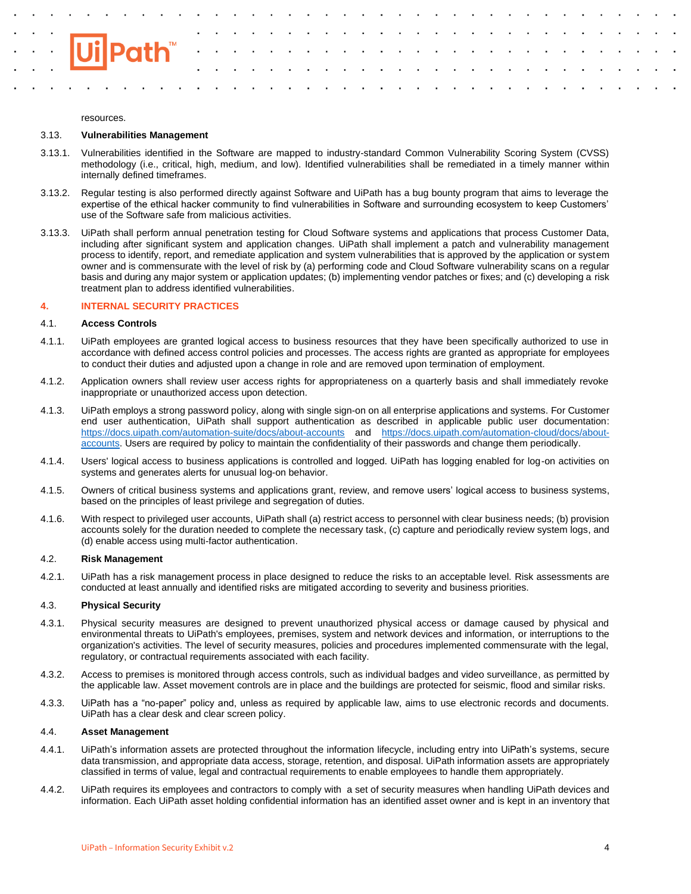resources.

### 3.13. Vulnerabilities Management

3.13.1. Vulnerabilities identified in the Software are mapped to industry-standard Common Vulnerability Scoring System (CVSS) methodology (i.e., critical, high, medium, and low). Identified vulnerabilities shall be remediated in a timely manner within internally defined timeframes.

3.13.2. Regular testing is also performed directly against Software and UiPath has a bug bounty program that aims to leverage the expertise of the ethical hacker community to find vulnerabilities in Software and surrounding ecosystem to keep Customers' use of the Software safe from malicious activities.

3.13.3. UiPath shall perform annual penetration testing for Cloud Software systems and applications that process Customer Data, including after significant system and application changes. UiPath shall implement a patch and vulnerability management process to identify, report, and remediate application and system vulnerabilities that is approved by the application or system owner and is commensurate with the level of risk by (a) performing code and Cloud Software vulnerability scans on a regular basis and during any major system or application updates; (b) implementing vendor patches or fixes; and (c) developing a risk treatment plan to address identified vulnerabilities.

## 4. INTERNAL SECURITY PRACTICES

### 4.1. Access Controls

4.1.1. UiPath employees are granted logical access to business resources that they have been specifically authorized to use in accordance with defined access control policies and processes. The access rights are granted as appropriate for employees to conduct their duties and adjusted upon a change in role and are removed upon termination of employment.

4.1.2. Application owners shall review user access rights for appropriateness on a quarterly basis and shall immediately revoke inappropriate or unauthorized access upon detection.

4.1.3. UiPath employs a strong password policy, along with single sign-on on all enterprise applications and systems. For Customer end user authentication, UiPath shall support authentication as described in applicable public user documentation: https://docs.uipath.com/automation-suite/docs/about-accounts and https://docs.uipath.com/automation-cloud/docs/about-accounts. Users are required by policy to maintain the confidentiality of their passwords and change them periodically.

4.1.4. Users' logical access to business applications is controlled and logged. UiPath has logging enabled for log-on activities on systems and generates alerts for unusual log-on behavior.

4.1.5. Owners of critical business systems and applications grant, review, and remove users' logical access to business systems, based on the principles of least privilege and segregation of duties.

4.1.6. With respect to privileged user accounts, UiPath shall (a) restrict access to personnel with clear business needs; (b) provision accounts solely for the duration needed to complete the necessary task, (c) capture and periodically review system logs, and (d) enable access using multi-factor authentication.

### 4.2. Risk Management

4.2.1. UiPath has a risk management process in place designed to reduce the risks to an acceptable level. Risk assessments are conducted at least annually and identified risks are mitigated according to severity and business priorities.

### 4.3. Physical Security

4.3.1. Physical security measures are designed to prevent unauthorized physical access or damage caused by physical and environmental threats to UiPath's employees, premises, system and network devices and information, or interruptions to the organization's activities. The level of security measures, policies and procedures implemented commensurate with the legal, regulatory, or contractual requirements associated with each facility.

4.3.2. Access to premises is monitored through access controls, such as individual badges and video surveillance, as permitted by the applicable law. Asset movement controls are in place and the buildings are protected for seismic, flood and similar risks.

4.3.3. UiPath has a "no-paper" policy and, unless as required by applicable law, aims to use electronic records and documents. UiPath has a clear desk and clear screen policy.

### 4.4. Asset Management

4.4.1. UiPath's information assets are protected throughout the information lifecycle, including entry into UiPath's systems, secure data transmission, and appropriate data access, storage, retention, and disposal. UiPath information assets are appropriately classified in terms of value, legal and contractual requirements to enable employees to handle them appropriately.

4.4.2. UiPath requires its employees and contractors to comply with a set of security measures when handling UiPath devices and information. Each UiPath asset holding confidential information has an identified asset owner and is kept in an inventory that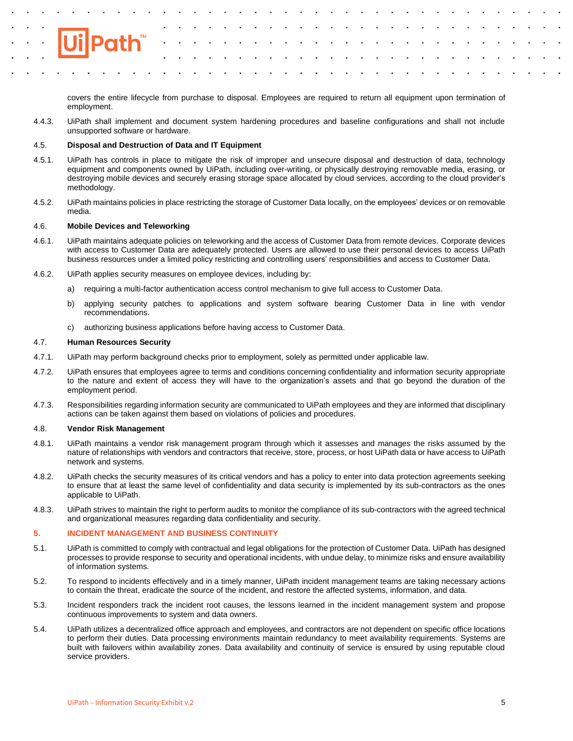covers the entire lifecycle from purchase to disposal. Employees are required to return all equipment upon termination of employment.

4.4.3. UiPath shall implement and document system hardening procedures and baseline configurations and shall not include unsupported software or hardware.

4.5. **Disposal and Destruction of Data and IT Equipment**

4.5.1. UiPath has controls in place to mitigate the risk of improper and unsecure disposal and destruction of data, technology equipment and components owned by UiPath, including over-writing, or physically destroying removable media, erasing, or destroying mobile devices and securely erasing storage space allocated by cloud services, according to the cloud provider's methodology.

4.5.2. UiPath maintains policies in place restricting the storage of Customer Data locally, on the employees' devices or on removable media.

4.6. **Mobile Devices and Teleworking**

4.6.1. UiPath maintains adequate policies on teleworking and the access of Customer Data from remote devices. Corporate devices with access to Customer Data are adequately protected. Users are allowed to use their personal devices to access UiPath business resources under a limited policy restricting and controlling users' responsibilities and access to Customer Data.

4.6.2. UiPath applies security measures on employee devices, including by:

a) requiring a multi-factor authentication access control mechanism to give full access to Customer Data.

b) applying security patches to applications and system software bearing Customer Data in line with vendor recommendations.

c) authorizing business applications before having access to Customer Data.

4.7. **Human Resources Security**

4.7.1. UiPath may perform background checks prior to employment, solely as permitted under applicable law.

4.7.2. UiPath ensures that employees agree to terms and conditions concerning confidentiality and information security appropriate to the nature and extent of access they will have to the organization's assets and that go beyond the duration of the employment period.

4.7.3. Responsibilities regarding information security are communicated to UiPath employees and they are informed that disciplinary actions can be taken against them based on violations of policies and procedures.

4.8. **Vendor Risk Management**

4.8.1. UiPath maintains a vendor risk management program through which it assesses and manages the risks assumed by the nature of relationships with vendors and contractors that receive, store, process, or host UiPath data or have access to UiPath network and systems.

4.8.2. UiPath checks the security measures of its critical vendors and has a policy to enter into data protection agreements seeking to ensure that at least the same level of confidentiality and data security is implemented by its sub-contractors as the ones applicable to UiPath.

4.8.3. UiPath strives to maintain the right to perform audits to monitor the compliance of its sub-contractors with the agreed technical and organizational measures regarding data confidentiality and security.

## 5. INCIDENT MANAGEMENT AND BUSINESS CONTINUITY

5.1. UiPath is committed to comply with contractual and legal obligations for the protection of Customer Data. UiPath has designed processes to provide response to security and operational incidents, with undue delay, to minimize risks and ensure availability of information systems.

5.2. To respond to incidents effectively and in a timely manner, UiPath incident management teams are taking necessary actions to contain the threat, eradicate the source of the incident, and restore the affected systems, information, and data.

5.3. Incident responders track the incident root causes, the lessons learned in the incident management system and propose continuous improvements to system and data owners.

5.4. UiPath utilizes a decentralized office approach and employees, and contractors are not dependent on specific office locations to perform their duties. Data processing environments maintain redundancy to meet availability requirements. Systems are built with failovers within availability zones. Data availability and continuity of service is ensured by using reputable cloud service providers.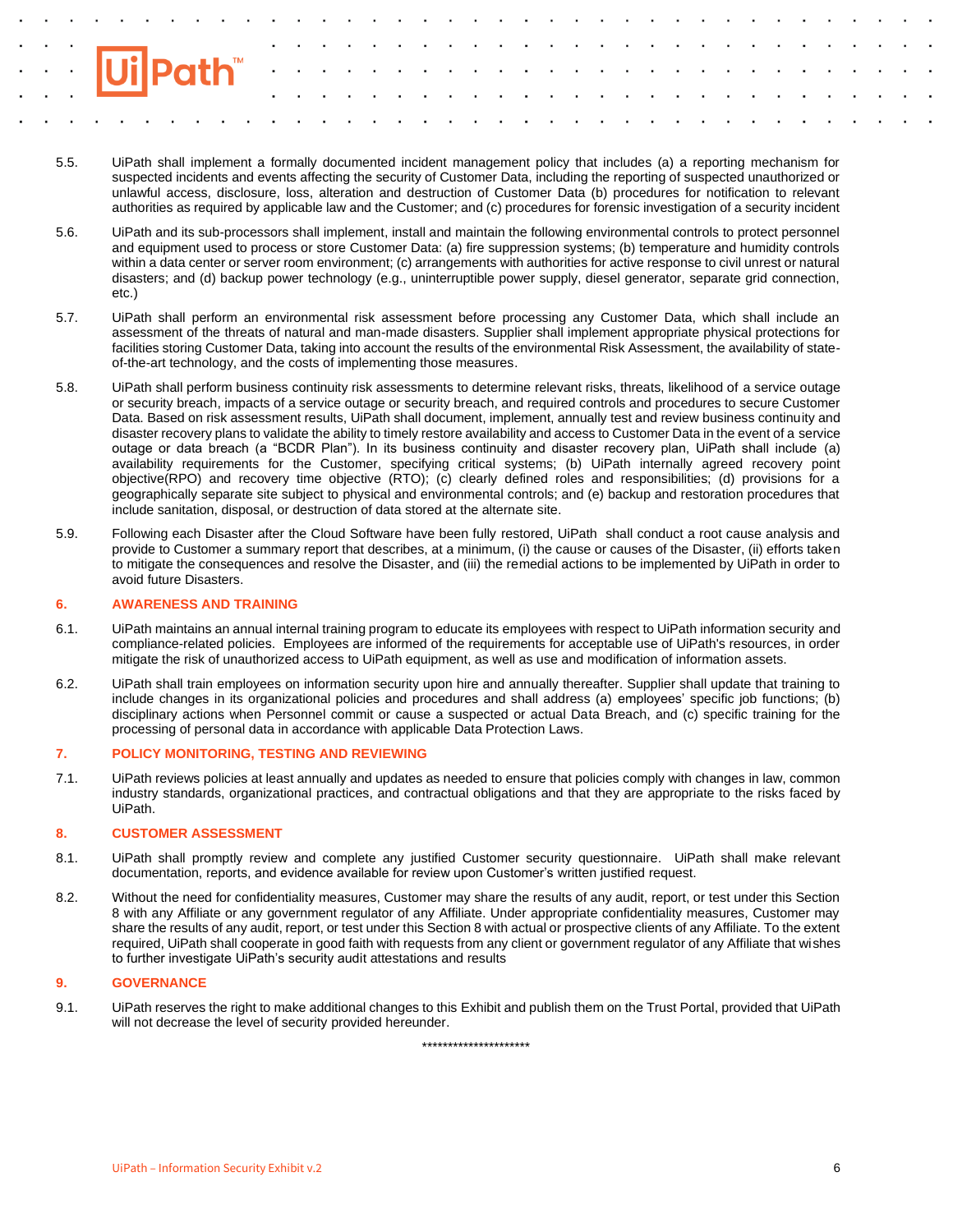5.5. UiPath shall implement a formally documented incident management policy that includes (a) a reporting mechanism for suspected incidents and events affecting the security of Customer Data, including the reporting of suspected unauthorized or unlawful access, disclosure, loss, alteration and destruction of Customer Data (b) procedures for notification to relevant authorities as required by applicable law and the Customer; and (c) procedures for forensic investigation of a security incident

5.6. UiPath and its sub-processors shall implement, install and maintain the following environmental controls to protect personnel and equipment used to process or store Customer Data: (a) fire suppression systems; (b) temperature and humidity controls within a data center or server room environment; (c) arrangements with authorities for active response to civil unrest or natural disasters; and (d) backup power technology (e.g., uninterruptible power supply, diesel generator, separate grid connection, etc.)

5.7. UiPath shall perform an environmental risk assessment before processing any Customer Data, which shall include an assessment of the threats of natural and man-made disasters. Supplier shall implement appropriate physical protections for facilities storing Customer Data, taking into account the results of the environmental Risk Assessment, the availability of state-of-the-art technology, and the costs of implementing those measures.

5.8. UiPath shall perform business continuity risk assessments to determine relevant risks, threats, likelihood of a service outage or security breach, impacts of a service outage or security breach, and required controls and procedures to secure Customer Data. Based on risk assessment results, UiPath shall document, implement, annually test and review business continuity and disaster recovery plans to validate the ability to timely restore availability and access to Customer Data in the event of a service outage or data breach (a "BCDR Plan"). In its business continuity and disaster recovery plan, UiPath shall include (a) availability requirements for the Customer, specifying critical systems; (b) UiPath internally agreed recovery point objective(RPO) and recovery time objective (RTO); (c) clearly defined roles and responsibilities; (d) provisions for a geographically separate site subject to physical and environmental controls; and (e) backup and restoration procedures that include sanitation, disposal, or destruction of data stored at the alternate site.

5.9. Following each Disaster after the Cloud Software have been fully restored, UiPath shall conduct a root cause analysis and provide to Customer a summary report that describes, at a minimum, (i) the cause or causes of the Disaster, (ii) efforts taken to mitigate the consequences and resolve the Disaster, and (iii) the remedial actions to be implemented by UiPath in order to avoid future Disasters.

## 6. AWARENESS AND TRAINING

6.1. UiPath maintains an annual internal training program to educate its employees with respect to UiPath information security and compliance-related policies. Employees are informed of the requirements for acceptable use of UiPath's resources, in order mitigate the risk of unauthorized access to UiPath equipment, as well as use and modification of information assets.

6.2. UiPath shall train employees on information security upon hire and annually thereafter. Supplier shall update that training to include changes in its organizational policies and procedures and shall address (a) employees' specific job functions; (b) disciplinary actions when Personnel commit or cause a suspected or actual Data Breach, and (c) specific training for the processing of personal data in accordance with applicable Data Protection Laws.

## 7. POLICY MONITORING, TESTING AND REVIEWING

7.1. UiPath reviews policies at least annually and updates as needed to ensure that policies comply with changes in law, common industry standards, organizational practices, and contractual obligations and that they are appropriate to the risks faced by UiPath.

## 8. CUSTOMER ASSESSMENT

8.1. UiPath shall promptly review and complete any justified Customer security questionnaire. UiPath shall make relevant documentation, reports, and evidence available for review upon Customer's written justified request.

8.2. Without the need for confidentiality measures, Customer may share the results of any audit, report, or test under this Section 8 with any Affiliate or any government regulator of any Affiliate. Under appropriate confidentiality measures, Customer may share the results of any audit, report, or test under this Section 8 with actual or prospective clients of any Affiliate. To the extent required, UiPath shall cooperate in good faith with requests from any client or government regulator of any Affiliate that wishes to further investigate UiPath's security audit attestations and results

## 9. GOVERNANCE

9.1. UiPath reserves the right to make additional changes to this Exhibit and publish them on the Trust Portal, provided that UiPath will not decrease the level of security provided hereunder.

*********************